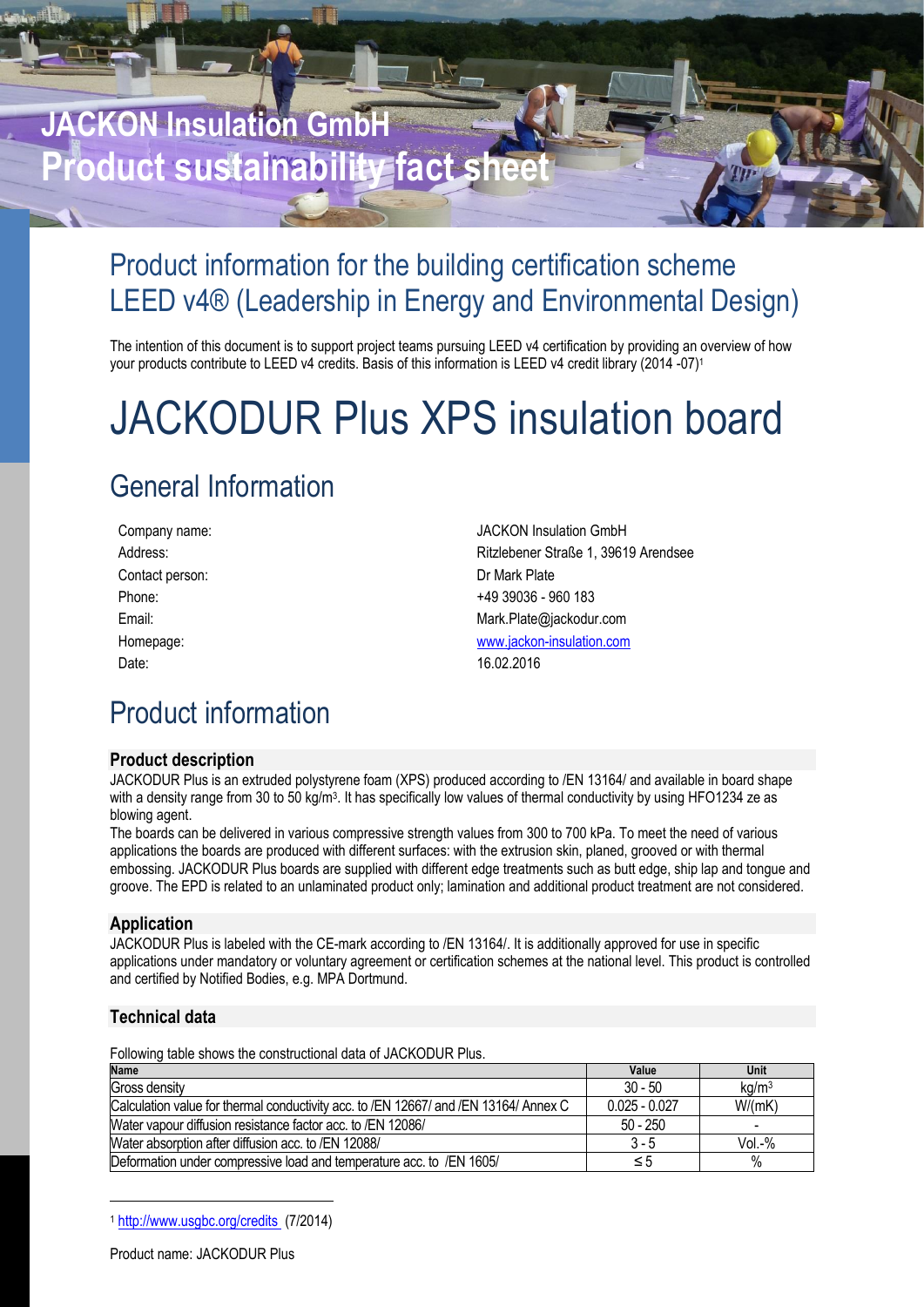# JACKON Insulation GmbH
# Product sustainability fact sheet

## Product information for the building certification scheme LEED v4® (Leadership in Energy and Environmental Design)

The intention of this document is to support project teams pursuing LEED v4 certification by providing an overview of how your products contribute to LEED v4 credits. Basis of this information is LEED v4 credit library (2014 -07)[1]

# JACKODUR Plus XPS insulation board

## General Information

| | |
|---|---|
| Company name: | JACKON Insulation GmbH |
| Address: | Ritzlebener Straße 1, 39619 Arendsee |
| Contact person: | Dr Mark Plate |
| Phone: | +49 39036 - 960 183 |
| Email: | Mark.Plate@jackodur.com |
| Homepage: | www.jackon-insulation.com |
| Date: | 16.02.2016 |

## Product information

### Product description

JACKODUR Plus is an extruded polystyrene foam (XPS) produced according to /EN 13164/ and available in board shape with a density range from 30 to 50 kg/m³. It has specifically low values of thermal conductivity by using HFO1234 ze as blowing agent.

The boards can be delivered in various compressive strength values from 300 to 700 kPa. To meet the need of various applications the boards are produced with different surfaces: with the extrusion skin, planed, grooved or with thermal embossing. JACKODUR Plus boards are supplied with different edge treatments such as butt edge, ship lap and tongue and groove. The EPD is related to an unlaminated product only; lamination and additional product treatment are not considered.

### Application

JACKODUR Plus is labeled with the CE-mark according to /EN 13164/. It is additionally approved for use in specific applications under mandatory or voluntary agreement or certification schemes at the national level. This product is controlled and certified by Notified Bodies, e.g. MPA Dortmund.

### Technical data

Following table shows the constructional data of JACKODUR Plus.

| Name | Value | Unit |
|---|---|---|
| Gross density | 30 - 50 | kg/m³ |
| Calculation value for thermal conductivity acc. to /EN 12667/ and /EN 13164/ Annex C | 0.025 - 0.027 | W/(mK) |
| Water vapour diffusion resistance factor acc. to /EN 12086/ | 50 - 250 | - |
| Water absorption after diffusion acc. to /EN 12088/ | 3 - 5 | Vol.-% |
| Deformation under compressive load and temperature acc. to /EN 1605/ | ≤ 5 | % |

[1] http://www.usgbc.org/credits (7/2014)

Product name: JACKODUR Plus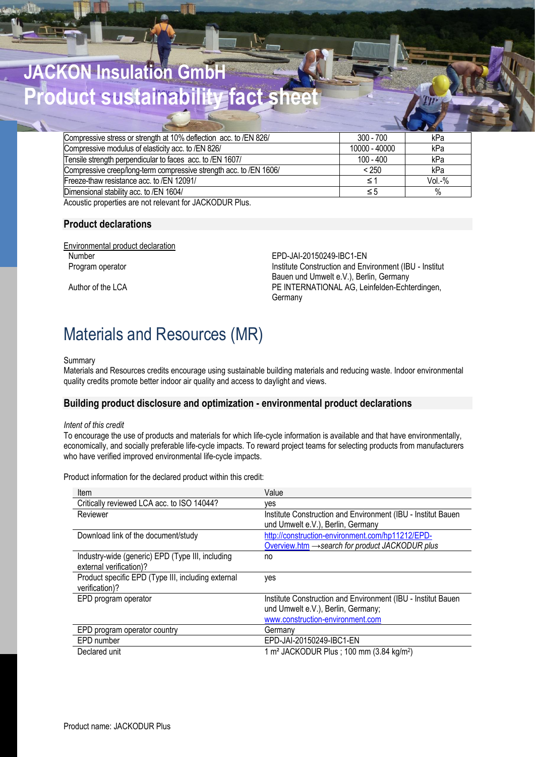# JACKON Insulation GmbH
# Product sustainability fact sheet

| Compressive stress or strength at 10% deflection acc. to /EN 826/ | 300 - 700 | kPa |
|---|---|---|
| Compressive modulus of elasticity acc. to /EN 826/ | 10000 - 40000 | kPa |
| Tensile strength perpendicular to faces acc. to /EN 1607/ | 100 - 400 | kPa |
| Compressive creep/long-term compressive strength acc. to /EN 1606/ | < 250 | kPa |
| Freeze-thaw resistance acc. to /EN 12091/ | ≤ 1 | Vol.-% |
| Dimensional stability acc. to /EN 1604/ | ≤ 5 | % |

Acoustic properties are not relevant for JACKODUR Plus.

### Product declarations

Environmental product declaration

Number: EPD-JAI-20150249-IBC1-EN

Program operator: Institute Construction and Environment (IBU - Institut Bauen und Umwelt e.V.), Berlin, Germany

Author of the LCA: PE INTERNATIONAL AG, Leinfelden-Echterdingen, Germany

## Materials and Resources (MR)

Summary

Materials and Resources credits encourage using sustainable building materials and reducing waste. Indoor environmental quality credits promote better indoor air quality and access to daylight and views.

### Building product disclosure and optimization - environmental product declarations

*Intent of this credit*

To encourage the use of products and materials for which life-cycle information is available and that have environmentally, economically, and socially preferable life-cycle impacts. To reward project teams for selecting products from manufacturers who have verified improved environmental life-cycle impacts.

Product information for the declared product within this credit:

| Item | Value |
|---|---|
| Critically reviewed LCA acc. to ISO 14044? | yes |
| Reviewer | Institute Construction and Environment (IBU - Institut Bauen und Umwelt e.V.), Berlin, Germany |
| Download link of the document/study | http://construction-environment.com/hp11212/EPD-Overview.htm *→search for product JACKODUR plus* |
| Industry-wide (generic) EPD (Type III, including external verification)? | no |
| Product specific EPD (Type III, including external verification)? | yes |
| EPD program operator | Institute Construction and Environment (IBU - Institut Bauen und Umwelt e.V.), Berlin, Germany; www.construction-environment.com |
| EPD program operator country | Germany |
| EPD number | EPD-JAI-20150249-IBC1-EN |
| Declared unit | 1 m² JACKODUR Plus ; 100 mm (3.84 kg/m²) |

Product name: JACKODUR Plus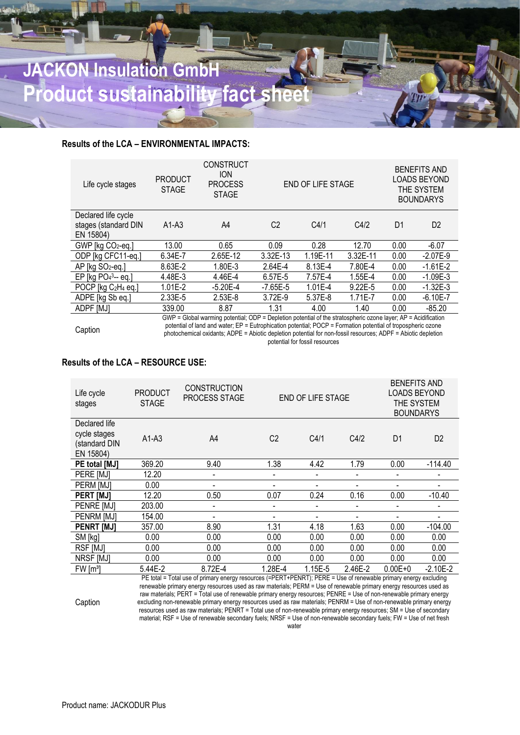# JACKON Insulation GmbH
# Product sustainability fact sheet

### Results of the LCA – ENVIRONMENTAL IMPACTS:

| Life cycle stages | PRODUCT STAGE | CONSTRUCTION PROCESS STAGE | END OF LIFE STAGE | | | BENEFITS AND LOADS BEYOND THE SYSTEM BOUNDARIES | |
|---|---|---|---|---|---|---|---|
| Declared life cycle stages (standard DIN EN 15804) | A1-A3 | A4 | C2 | C4/1 | C4/2 | D1 | D2 |
| GWP [kg $CO_2$-eq.] | 13.00 | 0.65 | 0.09 | 0.28 | 12.70 | 0.00 | -6.07 |
| ODP [kg CFC11-eq.] | 6.34E-7 | 2.65E-12 | 3.32E-13 | 1.19E-11 | 3.32E-11 | 0.00 | -2.07E-9 |
| AP [kg $SO_2$-eq.] | 8.63E-2 | 1.80E-3 | 2.64E-4 | 8.13E-4 | 7.80E-4 | 0.00 | -1.61E-2 |
| EP [kg $PO_4^{3-}$- eq.] | 4.48E-3 | 4.46E-4 | 6.57E-5 | 7.57E-4 | 1.55E-4 | 0.00 | -1.09E-3 |
| POCP [kg $C_2H_4$ eq.] | 1.01E-2 | -5.20E-4 | -7.65E-5 | 1.01E-4 | 9.22E-5 | 0.00 | -1.32E-3 |
| ADPE [kg Sb eq.] | 2.33E-5 | 2.53E-8 | 3.72E-9 | 5.37E-8 | 1.71E-7 | 0.00 | -6.10E-7 |
| ADPF [MJ] | 339.00 | 8.87 | 1.31 | 4.00 | 1.40 | 0.00 | -85.20 |

Caption: GWP = Global warming potential; ODP = Depletion potential of the stratospheric ozone layer; AP = Acidification potential of land and water; EP = Eutrophication potential; POCP = Formation potential of tropospheric ozone photochemical oxidants; ADPE = Abiotic depletion potential for non-fossil resources; ADPF = Abiotic depletion potential for fossil resources

### Results of the LCA – RESOURCE USE:

| Life cycle stages | PRODUCT STAGE | CONSTRUCTION PROCESS STAGE | END OF LIFE STAGE | | | BENEFITS AND LOADS BEYOND THE SYSTEM BOUNDARIES | |
|---|---|---|---|---|---|---|---|
| Declared life cycle stages (standard DIN EN 15804) | A1-A3 | A4 | C2 | C4/1 | C4/2 | D1 | D2 |
| **PE total [MJ]** | 369.20 | 9.40 | 1.38 | 4.42 | 1.79 | 0.00 | -114.40 |
| PERE [MJ] | 12.20 | - | - | - | - | - | - |
| PERM [MJ] | 0.00 | - | - | - | - | - | - |
| **PERT [MJ]** | 12.20 | 0.50 | 0.07 | 0.24 | 0.16 | 0.00 | -10.40 |
| PENRE [MJ] | 203.00 | - | - | - | - | - | - |
| PENRM [MJ] | 154.00 | - | - | - | - | - | - |
| **PENRT [MJ]** | 357.00 | 8.90 | 1.31 | 4.18 | 1.63 | 0.00 | -104.00 |
| SM [kg] | 0.00 | 0.00 | 0.00 | 0.00 | 0.00 | 0.00 | 0.00 |
| RSF [MJ] | 0.00 | 0.00 | 0.00 | 0.00 | 0.00 | 0.00 | 0.00 |
| NRSF [MJ] | 0.00 | 0.00 | 0.00 | 0.00 | 0.00 | 0.00 | 0.00 |
| FW [m³] | 5.44E-2 | 8.72E-4 | 1.28E-4 | 1.15E-5 | 2.46E-2 | 0.00E+0 | -2.10E-2 |

Caption: PE total = Total use of primary energy resources (=PERT+PENRT); PERE = Use of renewable primary energy excluding renewable primary energy resources used as raw materials; PERM = Use of renewable primary energy resources used as raw materials; PERT = Total use of renewable primary energy resources; PENRE = Use of non-renewable primary energy excluding non-renewable primary energy resources used as raw materials; PENRM = Use of non-renewable primary energy resources used as raw materials; PENRT = Total use of non-renewable primary energy resources; SM = Use of secondary material; RSF = Use of renewable secondary fuels; NRSF = Use of non-renewable secondary fuels; FW = Use of net fresh water

Product name: JACKODUR Plus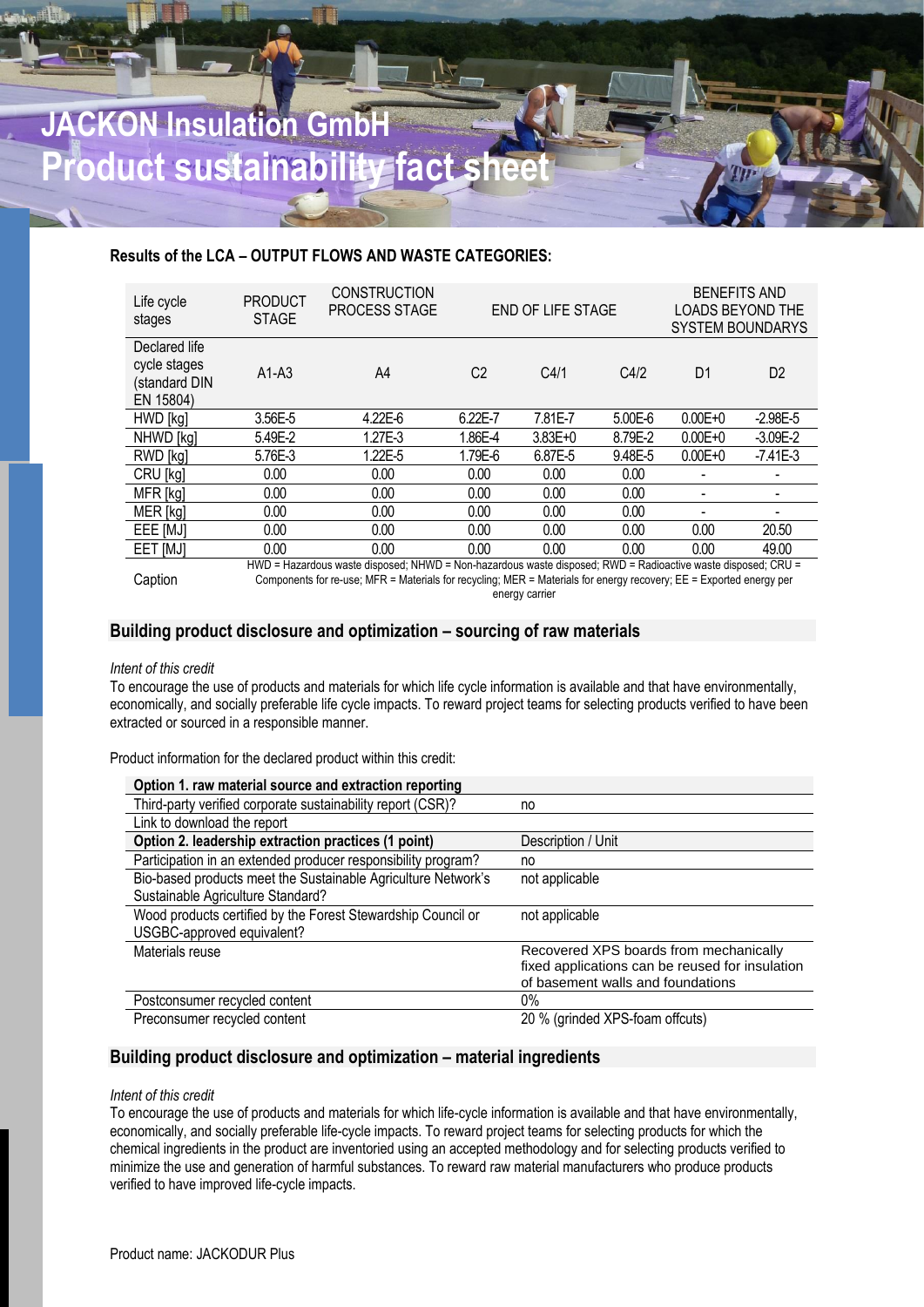# JACKON Insulation GmbH
# Product sustainability fact sheet

**Results of the LCA – OUTPUT FLOWS AND WASTE CATEGORIES:**

| Life cycle stages | PRODUCT STAGE | CONSTRUCTION PROCESS STAGE | END OF LIFE STAGE | | | BENEFITS AND LOADS BEYOND THE SYSTEM BOUNDARYS | |
|---|---|---|---|---|---|---|---|
| Declared life cycle stages (standard DIN EN 15804) | A1-A3 | A4 | C2 | C4/1 | C4/2 | D1 | D2 |
| HWD [kg] | 3.56E-5 | 4.22E-6 | 6.22E-7 | 7.81E-7 | 5.00E-6 | 0.00E+0 | -2.98E-5 |
| NHWD [kg] | 5.49E-2 | 1.27E-3 | 1.86E-4 | 3.83E+0 | 8.79E-2 | 0.00E+0 | -3.09E-2 |
| RWD [kg] | 5.76E-3 | 1.22E-5 | 1.79E-6 | 6.87E-5 | 9.48E-5 | 0.00E+0 | -7.41E-3 |
| CRU [kg] | 0.00 | 0.00 | 0.00 | 0.00 | 0.00 | - | - |
| MFR [kg] | 0.00 | 0.00 | 0.00 | 0.00 | 0.00 | - | - |
| MER [kg] | 0.00 | 0.00 | 0.00 | 0.00 | 0.00 | - | - |
| EEE [MJ] | 0.00 | 0.00 | 0.00 | 0.00 | 0.00 | 0.00 | 20.50 |
| EET [MJ] | 0.00 | 0.00 | 0.00 | 0.00 | 0.00 | 0.00 | 49.00 |
| Caption | HWD = Hazardous waste disposed; NHWD = Non-hazardous waste disposed; RWD = Radioactive waste disposed; CRU = Components for re-use; MFR = Materials for recycling; MER = Materials for energy recovery; EE = Exported energy per energy carrier | | | | | | |

## Building product disclosure and optimization – sourcing of raw materials

*Intent of this credit*

To encourage the use of products and materials for which life cycle information is available and that have environmentally, economically, and socially preferable life cycle impacts. To reward project teams for selecting products verified to have been extracted or sourced in a responsible manner.

Product information for the declared product within this credit:

| **Option 1. raw material source and extraction reporting** | |
|---|---|
| Third-party verified corporate sustainability report (CSR)? | no |
| Link to download the report | |
| **Option 2. leadership extraction practices (1 point)** | Description / Unit |
| Participation in an extended producer responsibility program? | no |
| Bio-based products meet the Sustainable Agriculture Network's Sustainable Agriculture Standard? | not applicable |
| Wood products certified by the Forest Stewardship Council or USGBC-approved equivalent? | not applicable |
| Materials reuse | Recovered XPS boards from mechanically fixed applications can be reused for insulation of basement walls and foundations |
| Postconsumer recycled content | 0% |
| Preconsumer recycled content | 20 % (grinded XPS-foam offcuts) |

## Building product disclosure and optimization – material ingredients

*Intent of this credit*

To encourage the use of products and materials for which life-cycle information is available and that have environmentally, economically, and socially preferable life-cycle impacts. To reward project teams for selecting products for which the chemical ingredients in the product are inventoried using an accepted methodology and for selecting products verified to minimize the use and generation of harmful substances. To reward raw material manufacturers who produce products verified to have improved life-cycle impacts.

Product name: JACKODUR Plus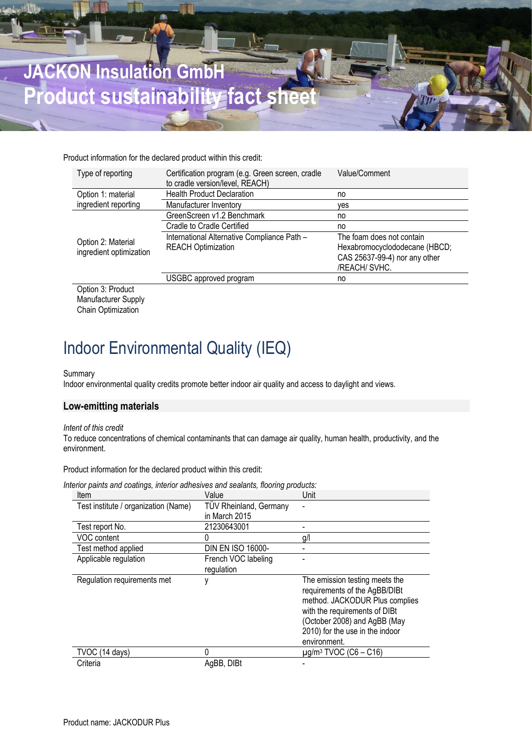Product information for the declared product within this credit:

| Type of reporting | Certification program (e.g. Green screen, cradle to cradle version/level, REACH) | Value/Comment |
| --- | --- | --- |
| Option 1: material ingredient reporting | Health Product Declaration | no |
| | Manufacturer Inventory | yes |
| Option 2: Material ingredient optimization | GreenScreen v1.2 Benchmark | no |
| | Cradle to Cradle Certified | no |
| | International Alternative Compliance Path – REACH Optimization | The foam does not contain Hexabromocyclododecane (HBCD; CAS 25637-99-4) nor any other /REACH/ SVHC. |
| | USGBC approved program | no |
| Option 3: Product Manufacturer Supply Chain Optimization | | |

# Indoor Environmental Quality (IEQ)

Summary
Indoor environmental quality credits promote better indoor air quality and access to daylight and views.

## Low-emitting materials

*Intent of this credit*
To reduce concentrations of chemical contaminants that can damage air quality, human health, productivity, and the environment.

Product information for the declared product within this credit:

*Interior paints and coatings, interior adhesives and sealants, flooring products:*

| Item | Value | Unit |
| --- | --- | --- |
| Test institute / organization (Name) | TÜV Rheinland, Germany in March 2015 | - |
| Test report No. | 21230643001 | - |
| VOC content | 0 | g/l |
| Test method applied | DIN EN ISO 16000- | - |
| Applicable regulation | French VOC labeling regulation | - |
| Regulation requirements met | y | The emission testing meets the requirements of the AgBB/DIBt method. JACKODUR Plus complies with the requirements of DIBt (October 2008) and AgBB (May 2010) for the use in the indoor environment. |
| TVOC (14 days) | 0 | µg/m³ TVOC (C6 – C16) |
| Criteria | AgBB, DIBt | - |

Product name: JACKODUR Plus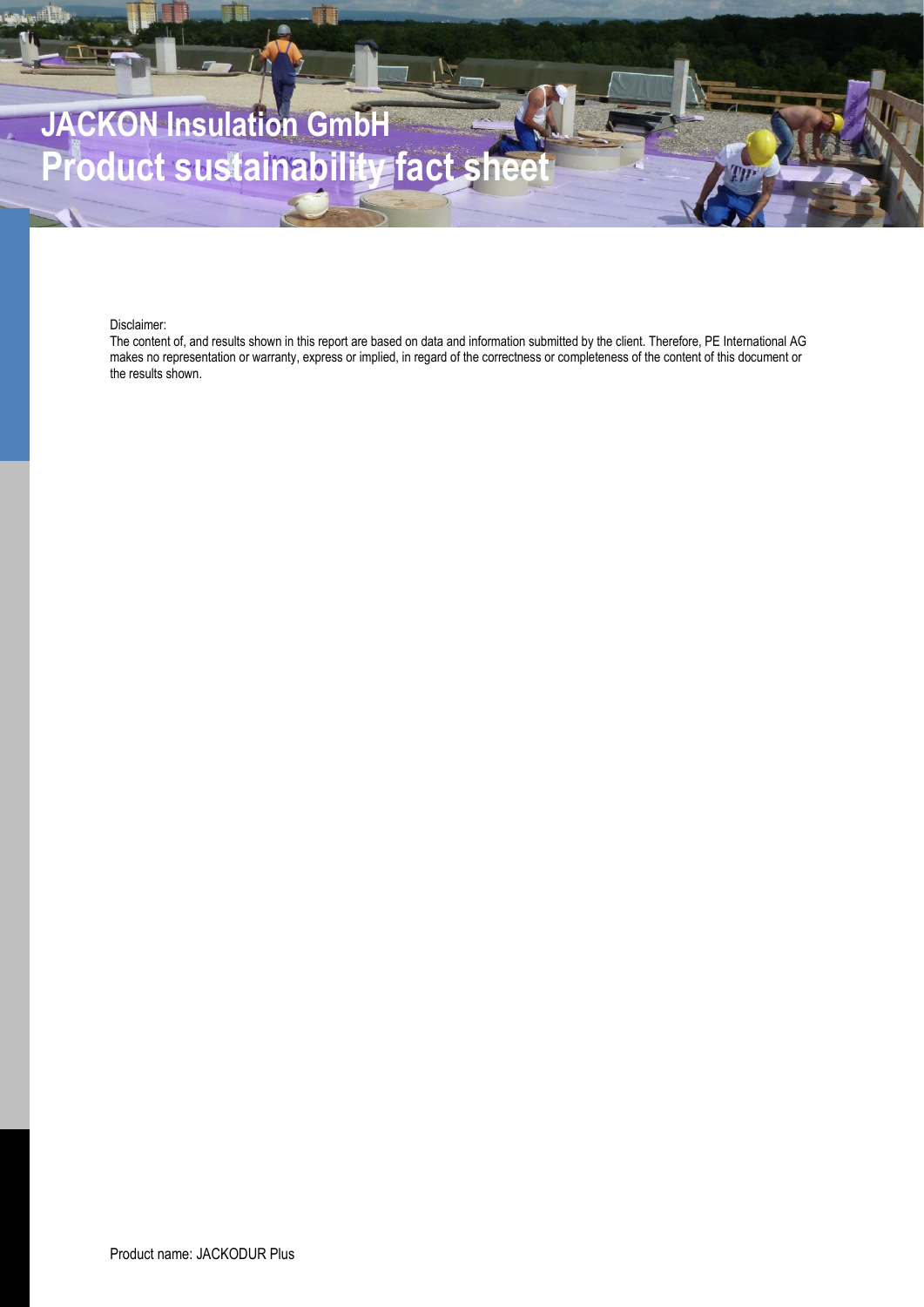# JACKON Insulation GmbH
# Product sustainability fact sheet

Disclaimer:
The content of, and results shown in this report are based on data and information submitted by the client. Therefore, PE International AG makes no representation or warranty, express or implied, in regard of the correctness or completeness of the content of this document or the results shown.

Product name: JACKODUR Plus